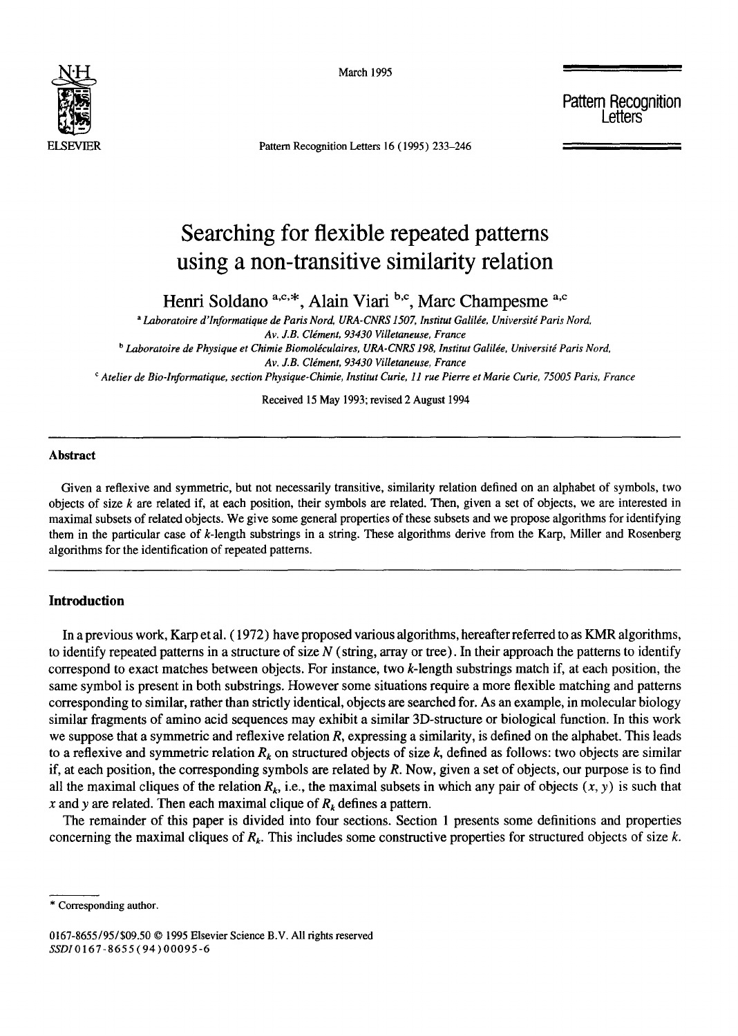# Searching for flexible repeated patterns using a non-transitive similarity relation

Henri Soldano [a,c,*], Alain Viari [b,c], Marc Champesme [a,c]

[a] *Laboratoire d'Informatique de Paris Nord, URA-CNRS 1507, Institut Galilée, Université Paris Nord, Av. J.B. Clément, 93430 Villetaneuse, France*

[b] *Laboratoire de Physique et Chimie Biomoléculaires, URA-CNRS 198, Institut Galilée, Université Paris Nord, Av. J.B. Clément, 93430 Villetaneuse, France*

[c] *Atelier de Bio-Informatique, section Physique-Chimie, Institut Curie, 11 rue Pierre et Marie Curie, 75005 Paris, France*

Received 15 May 1993; revised 2 August 1994

## Abstract

Given a reflexive and symmetric, but not necessarily transitive, similarity relation defined on an alphabet of symbols, two objects of size $k$ are related if, at each position, their symbols are related. Then, given a set of objects, we are interested in maximal subsets of related objects. We give some general properties of these subsets and we propose algorithms for identifying them in the particular case of $k$-length substrings in a string. These algorithms derive from the Karp, Miller and Rosenberg algorithms for the identification of repeated patterns.

## Introduction

In a previous work, Karp et al. (1972) have proposed various algorithms, hereafter referred to as KMR algorithms, to identify repeated patterns in a structure of size $N$ (string, array or tree). In their approach the patterns to identify correspond to exact matches between objects. For instance, two $k$-length substrings match if, at each position, the same symbol is present in both substrings. However some situations require a more flexible matching and patterns corresponding to similar, rather than strictly identical, objects are searched for. As an example, in molecular biology similar fragments of amino acid sequences may exhibit a similar 3D-structure or biological function. In this work we suppose that a symmetric and reflexive relation $R$, expressing a similarity, is defined on the alphabet. This leads to a reflexive and symmetric relation $R_k$ on structured objects of size $k$, defined as follows: two objects are similar if, at each position, the corresponding symbols are related by $R$. Now, given a set of objects, our purpose is to find all the maximal cliques of the relation $R_k$, i.e., the maximal subsets in which any pair of objects $(x, y)$ is such that $x$ and $y$ are related. Then each maximal clique of $R_k$ defines a pattern.

The remainder of this paper is divided into four sections. Section 1 presents some definitions and properties concerning the maximal cliques of $R_k$. This includes some constructive properties for structured objects of size $k$.

---

\* Corresponding author.

0167-8655/95/$09.50 © 1995 Elsevier Science B.V. All rights reserved
*SSDI* 0167-8655(94)00095-6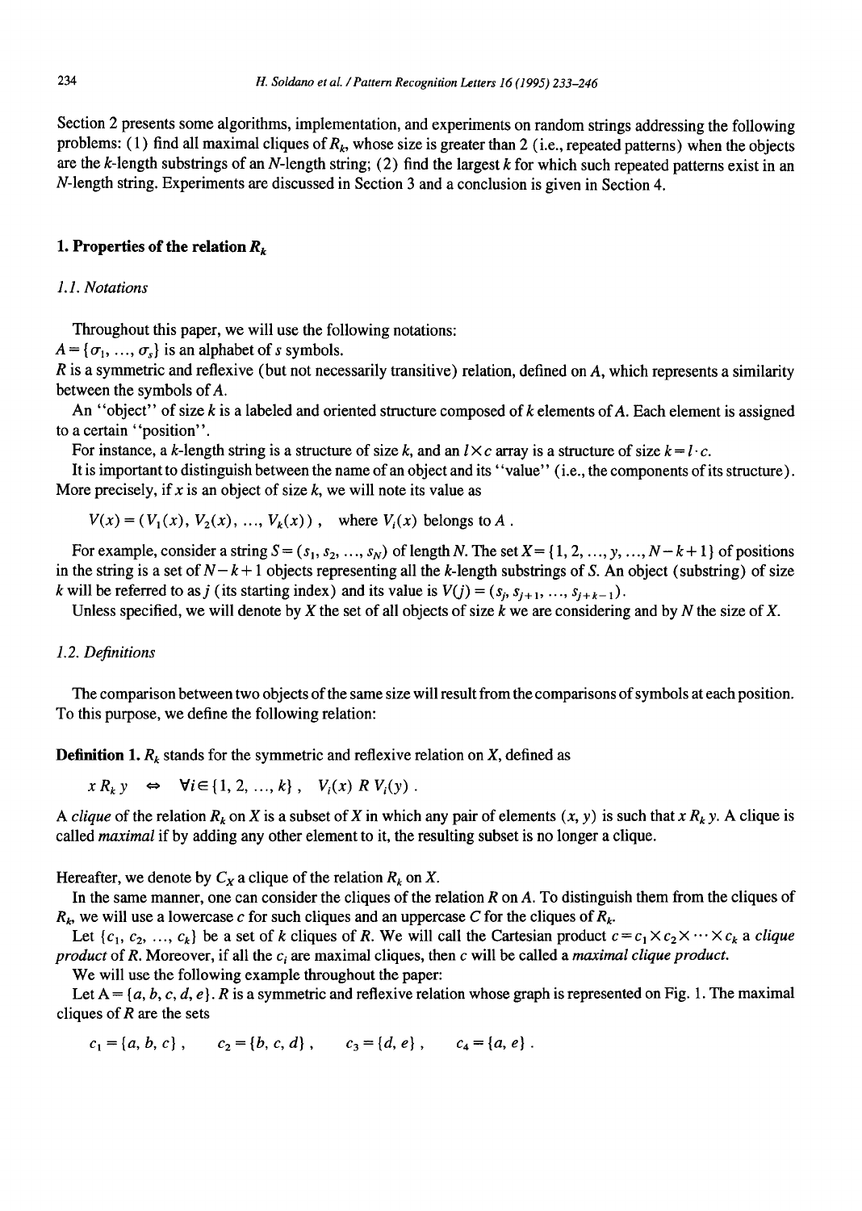Section 2 presents some algorithms, implementation, and experiments on random strings addressing the following problems: (1) find all maximal cliques of $R_k$, whose size is greater than 2 (i.e., repeated patterns) when the objects are the $k$-length substrings of an $N$-length string; (2) find the largest $k$ for which such repeated patterns exist in an $N$-length string. Experiments are discussed in Section 3 and a conclusion is given in Section 4.

## 1. Properties of the relation $R_k$

### 1.1. Notations

Throughout this paper, we will use the following notations:

$A = \{\sigma_1, \ldots, \sigma_s\}$ is an alphabet of $s$ symbols.

$R$ is a symmetric and reflexive (but not necessarily transitive) relation, defined on $A$, which represents a similarity between the symbols of $A$.

An "object" of size $k$ is a labeled and oriented structure composed of $k$ elements of $A$. Each element is assigned to a certain "position".

For instance, a $k$-length string is a structure of size $k$, and an $l \times c$ array is a structure of size $k = l \cdot c$.

It is important to distinguish between the name of an object and its "value" (i.e., the components of its structure). More precisely, if $x$ is an object of size $k$, we will note its value as

$$V(x) = (V_1(x), V_2(x), \ldots, V_k(x)), \quad \text{where } V_i(x) \text{ belongs to } A .$$

For example, consider a string $S = (s_1, s_2, \ldots, s_N)$ of length $N$. The set $X = \{1, 2, \ldots, y, \ldots, N-k+1\}$ of positions in the string is a set of $N-k+1$ objects representing all the $k$-length substrings of $S$. An object (substring) of size $k$ will be referred to as $j$ (its starting index) and its value is $V(j) = (s_j, s_{j+1}, \ldots, s_{j+k-1})$.

Unless specified, we will denote by $X$ the set of all objects of size $k$ we are considering and by $N$ the size of $X$.

### 1.2. Definitions

The comparison between two objects of the same size will result from the comparisons of symbols at each position. To this purpose, we define the following relation:

**Definition 1.** $R_k$ stands for the symmetric and reflexive relation on $X$, defined as

$$x \, R_k \, y \quad \Leftrightarrow \quad \forall i \in \{1, 2, \ldots, k\}, \quad V_i(x) \, R \, V_i(y) .$$

A *clique* of the relation $R_k$ on $X$ is a subset of $X$ in which any pair of elements $(x, y)$ is such that $x \, R_k \, y$. A clique is called *maximal* if by adding any other element to it, the resulting subset is no longer a clique.

Hereafter, we denote by $C_X$ a clique of the relation $R_k$ on $X$.

In the same manner, one can consider the cliques of the relation $R$ on $A$. To distinguish them from the cliques of $R_k$, we will use a lowercase $c$ for such cliques and an uppercase $C$ for the cliques of $R_k$.

Let $\{c_1, c_2, \ldots, c_k\}$ be a set of $k$ cliques of $R$. We will call the Cartesian product $c = c_1 \times c_2 \times \cdots \times c_k$ a *clique product* of $R$. Moreover, if all the $c_i$ are maximal cliques, then $c$ will be called a *maximal clique product*.

We will use the following example throughout the paper:

Let $A = \{a, b, c, d, e\}$. $R$ is a symmetric and reflexive relation whose graph is represented on Fig. 1. The maximal cliques of $R$ are the sets

$$c_1 = \{a, b, c\}, \qquad c_2 = \{b, c, d\}, \qquad c_3 = \{d, e\}, \qquad c_4 = \{a, e\} .$$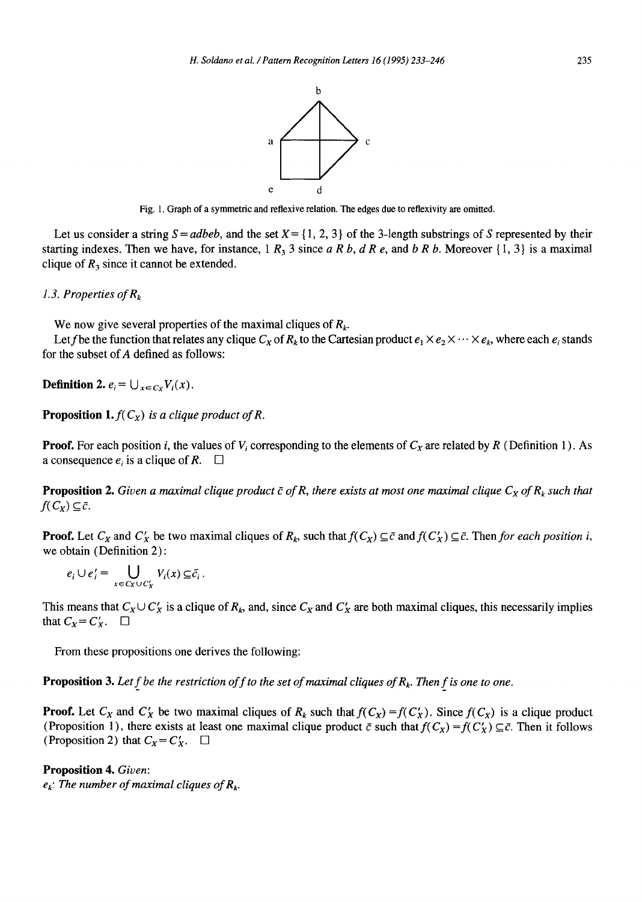Fig. 1. Graph of a symmetric and reflexive relation. The edges due to reflexivity are omitted.

Let us consider a string $S = adbeb$, and the set $X = \{1, 2, 3\}$ of the 3-length substrings of $S$ represented by their starting indexes. Then we have, for instance, $1\ R_3\ 3$ since $a\ R\ b$, $d\ R\ e$, and $b\ R\ b$. Moreover $\{1, 3\}$ is a maximal clique of $R_3$ since it cannot be extended.

### 1.3. Properties of $R_k$

We now give several properties of the maximal cliques of $R_k$.

Let $f$ be the function that relates any clique $C_X$ of $R_k$ to the Cartesian product $e_1 \times e_2 \times \cdots \times e_k$, where each $e_i$ stands for the subset of $A$ defined as follows:

**Definition 2.** $e_i = \bigcup_{x \in C_X} V_i(x)$.

**Proposition 1.** *$f(C_X)$ is a clique product of $R$.*

**Proof.** For each position $i$, the values of $V_i$ corresponding to the elements of $C_X$ are related by $R$ (Definition 1). As a consequence $e_i$ is a clique of $R$. □

**Proposition 2.** *Given a maximal clique product $\bar{c}$ of $R$, there exists at most one maximal clique $C_X$ of $R_k$ such that $f(C_X) \subseteq \bar{c}$.*

**Proof.** Let $C_X$ and $C'_X$ be two maximal cliques of $R_k$, such that $f(C_X) \subseteq \bar{c}$ and $f(C'_X) \subseteq \bar{c}$. Then *for each position* $i$, we obtain (Definition 2):

$$e_i \cup e'_i = \bigcup_{x \in C_X \cup C'_X} V_i(x) \subseteq \bar{c}_i .$$

This means that $C_X \cup C'_X$ is a clique of $R_k$, and, since $C_X$ and $C'_X$ are both maximal cliques, this necessarily implies that $C_X = C'_X$. □

From these propositions one derives the following:

**Proposition 3.** *Let $\underline{f}$ be the restriction of $f$ to the set of maximal cliques of $R_k$. Then $\underline{f}$ is one to one.*

**Proof.** Let $C_X$ and $C'_X$ be two maximal cliques of $R_k$ such that $f(C_X) = f(C'_X)$. Since $f(C_X)$ is a clique product (Proposition 1), there exists at least one maximal clique product $\bar{c}$ such that $f(C_X) = f(C'_X) \subseteq \bar{c}$. Then it follows (Proposition 2) that $C_X = C'_X$. □

**Proposition 4.** *Given:*
*$e_k$: The number of maximal cliques of $R_k$.*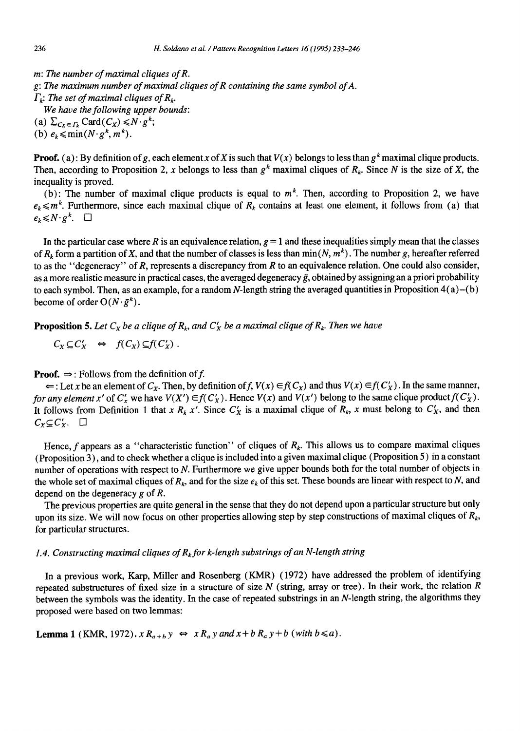*m: The number of maximal cliques of R.*

*g: The maximum number of maximal cliques of R containing the same symbol of A.*

*$\Gamma_k$: The set of maximal cliques of $R_k$.*

*We have the following upper bounds:*

(a) $\sum_{C_X \in \Gamma_k} \text{Card}(C_X) \leqslant N \cdot g^k$;

(b) $e_k \leqslant \min(N \cdot g^k, m^k)$.

**Proof.** (a): By definition of $g$, each element $x$ of $X$ is such that $V(x)$ belongs to less than $g^k$ maximal clique products. Then, according to Proposition 2, $x$ belongs to less than $g^k$ maximal cliques of $R_k$. Since $N$ is the size of $X$, the inequality is proved.

(b): The number of maximal clique products is equal to $m^k$. Then, according to Proposition 2, we have $e_k \leqslant m^k$. Furthermore, since each maximal clique of $R_k$ contains at least one element, it follows from (a) that $e_k \leqslant N \cdot g^k$. □

In the particular case where $R$ is an equivalence relation, $g = 1$ and these inequalities simply mean that the classes of $R_k$ form a partition of $X$, and that the number of classes is less than $\min(N, m^k)$. The number $g$, hereafter referred to as the "degeneracy" of $R$, represents a discrepancy from $R$ to an equivalence relation. One could also consider, as a more realistic measure in practical cases, the averaged degeneracy $\bar{g}$, obtained by assigning an a priori probability to each symbol. Then, as an example, for a random $N$-length string the averaged quantities in Proposition 4(a)–(b) become of order $O(N \cdot \bar{g}^k)$.

**Proposition 5.** *Let $C_X$ be a clique of $R_k$, and $C'_X$ be a maximal clique of $R_k$. Then we have*

$$C_X \subseteq C'_X \quad \Leftrightarrow \quad f(C_X) \subseteq f(C'_X) .$$

**Proof.** $\Rightarrow$: Follows from the definition of $f$.

$\Leftarrow$: Let $x$ be an element of $C_X$. Then, by definition of $f$, $V(x) \in f(C_X)$ and thus $V(x) \in f(C'_X)$. In the same manner, *for any element $x'$ of $C'_x$* we have $V(X') \in f(C'_X)$. Hence $V(x)$ and $V(x')$ belong to the same clique product $f(C'_X)$. It follows from Definition 1 that $x \; R_k \; x'$. Since $C'_X$ is a maximal clique of $R_k$, $x$ must belong to $C'_X$, and then $C_X \subseteq C'_X$. □

Hence, $f$ appears as a "characteristic function" of cliques of $R_k$. This allows us to compare maximal cliques (Proposition 3), and to check whether a clique is included into a given maximal clique (Proposition 5) in a constant number of operations with respect to $N$. Furthermore we give upper bounds both for the total number of objects in the whole set of maximal cliques of $R_k$, and for the size $e_k$ of this set. These bounds are linear with respect to $N$, and depend on the degeneracy $g$ of $R$.

The previous properties are quite general in the sense that they do not depend upon a particular structure but only upon its size. We will now focus on other properties allowing step by step constructions of maximal cliques of $R_k$, for particular structures.

### 1.4. Constructing maximal cliques of $R_k$ for $k$-length substrings of an $N$-length string

In a previous work, Karp, Miller and Rosenberg (KMR) (1972) have addressed the problem of identifying repeated substructures of fixed size in a structure of size $N$ (string, array or tree). In their work, the relation $R$ between the symbols was the identity. In the case of repeated substrings in an $N$-length string, the algorithms they proposed were based on two lemmas:

**Lemma 1** (KMR, 1972). $x \; R_{a+b} \; y \;\Leftrightarrow\; x \; R_a \; y$ *and* $x+b \; R_a \; y+b$ (*with* $b \leqslant a$).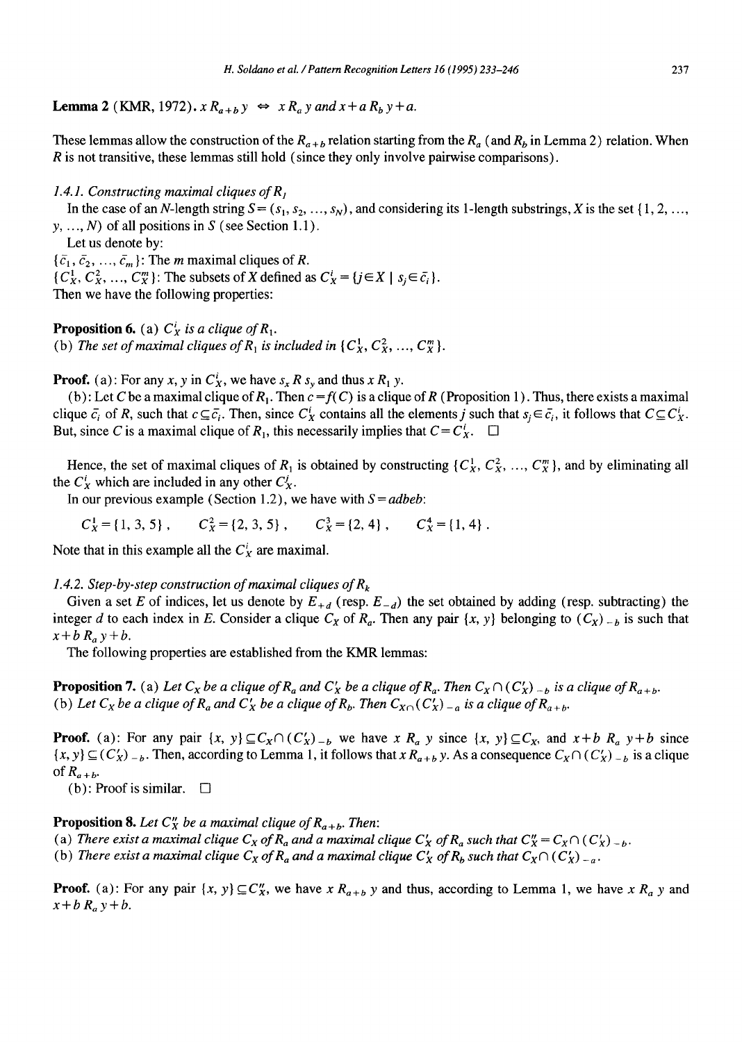**Lemma 2** (KMR, 1972). $x\, R_{a+b}\, y \;\Leftrightarrow\; x\, R_a\, y$ *and* $x+a\, R_b\, y+a$.

These lemmas allow the construction of the $R_{a+b}$ relation starting from the $R_a$ (and $R_b$ in Lemma 2) relation. When $R$ is not transitive, these lemmas still hold (since they only involve pairwise comparisons).

#### *1.4.1. Constructing maximal cliques of* $R_1$

In the case of an $N$-length string $S=(s_1, s_2, \ldots, s_N)$, and considering its 1-length substrings, $X$ is the set $\{1, 2, \ldots, y, \ldots, N\}$ of all positions in $S$ (see Section 1.1).

Let us denote by:

$\{\bar{c}_1, \bar{c}_2, \ldots, \bar{c}_m\}$: The $m$ maximal cliques of $R$.

$\{C_X^1, C_X^2, \ldots, C_X^m\}$: The subsets of $X$ defined as $C_X^i=\{j\in X \mid s_j\in\bar{c}_i\}$.

Then we have the following properties:

**Proposition 6.** (a) *$C_X^i$ is a clique of $R_1$.*
(b) *The set of maximal cliques of $R_1$ is included in $\{C_X^1, C_X^2, \ldots, C_X^m\}$.*

**Proof.** (a): For any $x, y$ in $C_X^i$, we have $s_x\, R\, s_y$ and thus $x\, R_1\, y$.

(b): Let $C$ be a maximal clique of $R_1$. Then $c=f(C)$ is a clique of $R$ (Proposition 1). Thus, there exists a maximal clique $\bar{c}_i$ of $R$, such that $c\subseteq\bar{c}_i$. Then, since $C_X^i$ contains all the elements $j$ such that $s_j\in\bar{c}_i$, it follows that $C\subseteq C_X^i$. But, since $C$ is a maximal clique of $R_1$, this necessarily implies that $C=C_X^i$. $\square$

Hence, the set of maximal cliques of $R_1$ is obtained by constructing $\{C_X^1, C_X^2, \ldots, C_X^m\}$, and by eliminating all the $C_X^i$ which are included in any other $C_X^j$.

In our previous example (Section 1.2), we have with $S=adbeb$:

$$C_X^1=\{1,3,5\}, \quad C_X^2=\{2,3,5\}, \quad C_X^3=\{2,4\}, \quad C_X^4=\{1,4\}.$$

Note that in this example all the $C_X^i$ are maximal.

#### *1.4.2. Step-by-step construction of maximal cliques of* $R_k$

Given a set $E$ of indices, let us denote by $E_{+d}$ (resp. $E_{-d}$) the set obtained by adding (resp. subtracting) the integer $d$ to each index in $E$. Consider a clique $C_X$ of $R_a$. Then any pair $\{x, y\}$ belonging to $(C_X)_{-b}$ is such that $x+b\, R_a\, y+b$.

The following properties are established from the KMR lemmas:

**Proposition 7.** (a) *Let $C_X$ be a clique of $R_a$ and $C'_X$ be a clique of $R_a$. Then $C_X\cap(C'_X)_{-b}$ is a clique of $R_{a+b}$.*
(b) *Let $C_X$ be a clique of $R_a$ and $C'_X$ be a clique of $R_b$. Then $C_X\cap(C'_X)_{-a}$ is a clique of $R_{a+b}$.*

**Proof.** (a): For any pair $\{x, y\}\subseteq C_X\cap(C'_X)_{-b}$ we have $x\, R_a\, y$ since $\{x, y\}\subseteq C_X$, and $x+b\, R_a\, y+b$ since $\{x, y\}\subseteq(C'_X)_{-b}$. Then, according to Lemma 1, it follows that $x\, R_{a+b}\, y$. As a consequence $C_X\cap(C'_X)_{-b}$ is a clique of $R_{a+b}$.

(b): Proof is similar. $\square$

**Proposition 8.** *Let $C''_X$ be a maximal clique of $R_{a+b}$. Then:*
(a) *There exist a maximal clique $C_X$ of $R_a$ and a maximal clique $C'_X$ of $R_a$ such that $C''_X=C_X\cap(C'_X)_{-b}$.*
(b) *There exist a maximal clique $C_X$ of $R_a$ and a maximal clique $C'_X$ of $R_b$ such that $C_X\cap(C'_X)_{-a}$.*

**Proof.** (a): For any pair $\{x, y\}\subseteq C''_X$, we have $x\, R_{a+b}\, y$ and thus, according to Lemma 1, we have $x\, R_a\, y$ and $x+b\, R_a\, y+b$.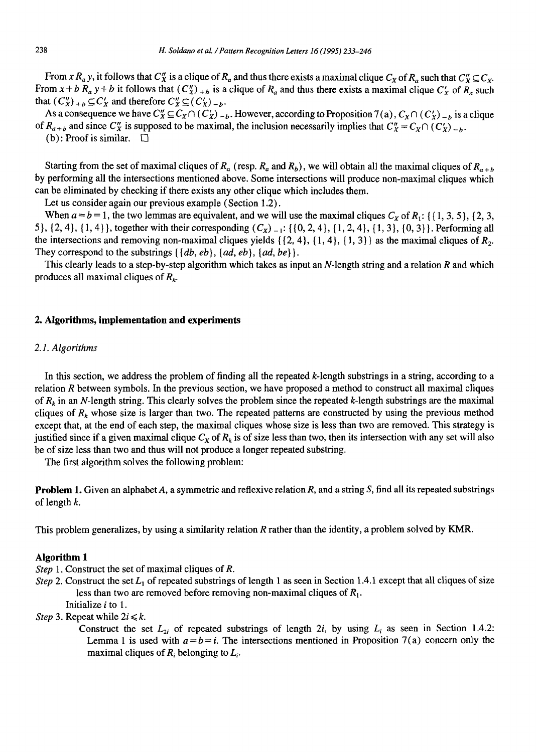From $x\,R_a\,y$, it follows that $C''_X$ is a clique of $R_a$ and thus there exists a maximal clique $C_X$ of $R_a$ such that $C''_X \subseteq C_X$. From $x+b\; R_a\; y+b$ it follows that $(C''_X)_{+b}$ is a clique of $R_a$ and thus there exists a maximal clique $C'_X$ of $R_a$ such that $(C''_X)_{+b} \subseteq C'_X$ and therefore $C''_X \subseteq (C'_X)_{-b}$.

As a consequence we have $C''_X \subseteq C_X \cap (C'_X)_{-b}$. However, according to Proposition 7(a), $C_X \cap (C'_X)_{-b}$ is a clique of $R_{a+b}$ and since $C''_X$ is supposed to be maximal, the inclusion necessarily implies that $C''_X = C_X \cap (C'_X)_{-b}$.

(b): Proof is similar. □

Starting from the set of maximal cliques of $R_a$ (resp. $R_a$ and $R_b$), we will obtain all the maximal cliques of $R_{a+b}$ by performing all the intersections mentioned above. Some intersections will produce non-maximal cliques which can be eliminated by checking if there exists any other clique which includes them.

Let us consider again our previous example (Section 1.2).

When $a=b=1$, the two lemmas are equivalent, and we will use the maximal cliques $C_X$ of $R_1$: $\{\{1,3,5\},\{2,3,5\},\{2,4\},\{1,4\}\}$, together with their corresponding $(C_X)_{-1}$: $\{\{0,2,4\},\{1,2,4\},\{1,3\},\{0,3\}\}$. Performing all the intersections and removing non-maximal cliques yields $\{\{2,4\},\{1,4\},\{1,3\}\}$ as the maximal cliques of $R_2$. They correspond to the substrings $\{\{db, eb\}, \{ad, eb\}, \{ad, be\}\}$.

This clearly leads to a step-by-step algorithm which takes as input an $N$-length string and a relation $R$ and which produces all maximal cliques of $R_k$.

## 2. Algorithms, implementation and experiments

### 2.1. Algorithms

In this section, we address the problem of finding all the repeated $k$-length substrings in a string, according to a relation $R$ between symbols. In the previous section, we have proposed a method to construct all maximal cliques of $R_k$ in an $N$-length string. This clearly solves the problem since the repeated $k$-length substrings are the maximal cliques of $R_k$ whose size is larger than two. The repeated patterns are constructed by using the previous method except that, at the end of each step, the maximal cliques whose size is less than two are removed. This strategy is justified since if a given maximal clique $C_X$ of $R_k$ is of size less than two, then its intersection with any set will also be of size less than two and thus will not produce a longer repeated substring.

The first algorithm solves the following problem:

**Problem 1.** Given an alphabet $A$, a symmetric and reflexive relation $R$, and a string $S$, find all its repeated substrings of length $k$.

This problem generalizes, by using a similarity relation $R$ rather than the identity, a problem solved by KMR.

**Algorithm 1**

*Step* 1. Construct the set of maximal cliques of $R$.

*Step* 2. Construct the set $L_1$ of repeated substrings of length 1 as seen in Section 1.4.1 except that all cliques of size less than two are removed before removing non-maximal cliques of $R_1$.
Initialize $i$ to 1.

*Step* 3. Repeat while $2i \leqslant k$.
Construct the set $L_{2i}$ of repeated substrings of length $2i$, by using $L_i$ as seen in Section 1.4.2: Lemma 1 is used with $a=b=i$. The intersections mentioned in Proposition 7(a) concern only the maximal cliques of $R_i$ belonging to $L_i$.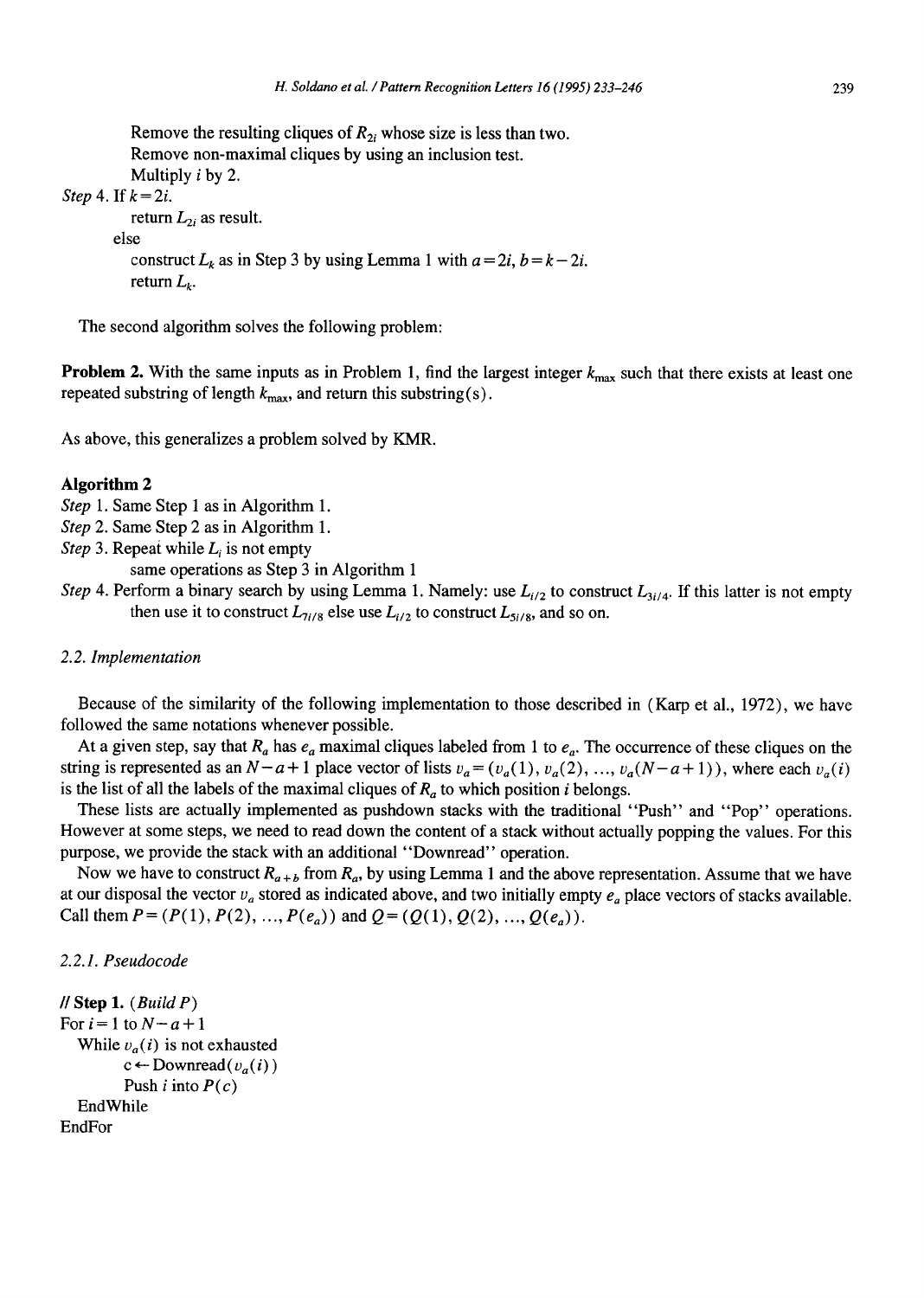Remove the resulting cliques of $R_{2i}$ whose size is less than two.
Remove non-maximal cliques by using an inclusion test.
Multiply $i$ by 2.

*Step* 4. If $k = 2i$.
return $L_{2i}$ as result.
else
construct $L_k$ as in Step 3 by using Lemma 1 with $a = 2i$, $b = k - 2i$.
return $L_k$.

The second algorithm solves the following problem:

**Problem 2.** With the same inputs as in Problem 1, find the largest integer $k_{\max}$ such that there exists at least one repeated substring of length $k_{\max}$, and return this substring(s).

As above, this generalizes a problem solved by KMR.

**Algorithm 2**

*Step* 1. Same Step 1 as in Algorithm 1.
*Step* 2. Same Step 2 as in Algorithm 1.
*Step* 3. Repeat while $L_i$ is not empty
same operations as Step 3 in Algorithm 1
*Step* 4. Perform a binary search by using Lemma 1. Namely: use $L_{i/2}$ to construct $L_{3i/4}$. If this latter is not empty then use it to construct $L_{7i/8}$ else use $L_{i/2}$ to construct $L_{5i/8}$, and so on.

### 2.2. Implementation

Because of the similarity of the following implementation to those described in (Karp et al., 1972), we have followed the same notations whenever possible.

At a given step, say that $R_a$ has $e_a$ maximal cliques labeled from 1 to $e_a$. The occurrence of these cliques on the string is represented as an $N - a + 1$ place vector of lists $v_a = (v_a(1), v_a(2), \ldots, v_a(N - a + 1))$, where each $v_a(i)$ is the list of all the labels of the maximal cliques of $R_a$ to which position $i$ belongs.

These lists are actually implemented as pushdown stacks with the traditional "Push" and "Pop" operations. However at some steps, we need to read down the content of a stack without actually popping the values. For this purpose, we provide the stack with an additional "Downread" operation.

Now we have to construct $R_{a+b}$ from $R_a$, by using Lemma 1 and the above representation. Assume that we have at our disposal the vector $v_a$ stored as indicated above, and two initially empty $e_a$ place vectors of stacks available. Call them $P = (P(1), P(2), \ldots, P(e_a))$ and $Q = (Q(1), Q(2), \ldots, Q(e_a))$.

#### 2.2.1. Pseudocode

```
// Step 1. (Build P)
For i = 1 to N − a + 1
  While v_a(i) is not exhausted
        c ← Downread(v_a(i))
        Push i into P(c)
  EndWhile
EndFor
```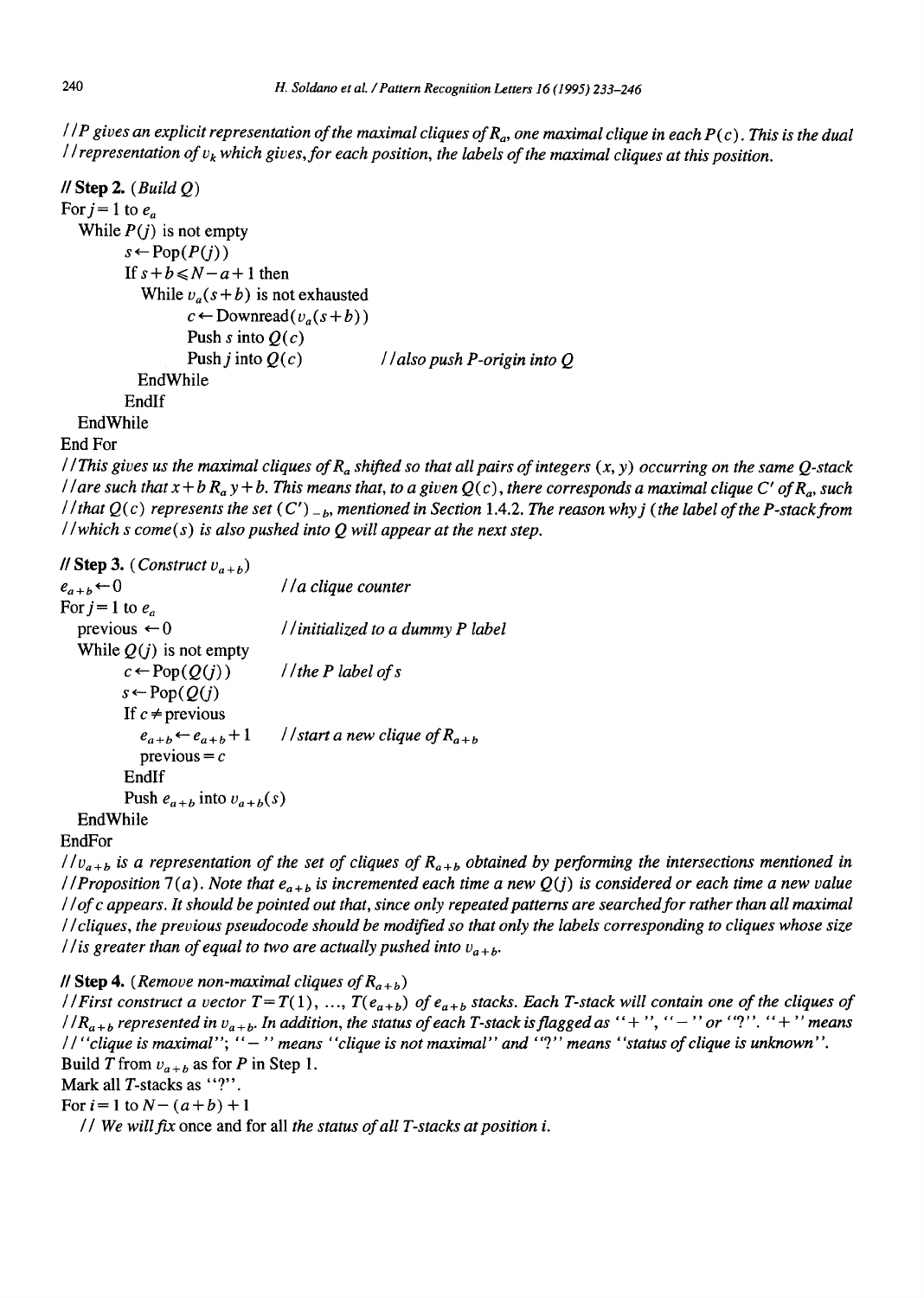*//P gives an explicit representation of the maximal cliques of $R_a$, one maximal clique in each $P(c)$. This is the dual*
*//representation of $v_k$ which gives, for each position, the labels of the maximal cliques at this position.*

```
// Step 2. (Build Q)
For j = 1 to e_a
   While P(j) is not empty
         s ← Pop(P(j))
         If s + b ≤ N − a + 1 then
            While v_a(s + b) is not exhausted
                  c ← Downread(v_a(s + b))
                  Push s into Q(c)
                  Push j into Q(c)          //also push P-origin into Q
            EndWhile
         EndIf
   EndWhile
End For
```

*//This gives us the maximal cliques of $R_a$ shifted so that all pairs of integers $(x, y)$ occurring on the same Q-stack*
*//are such that $x + b\ R_a\ y + b$. This means that, to a given $Q(c)$, there corresponds a maximal clique $C'$ of $R_a$, such*
*//that $Q(c)$ represents the set $(C')_{-b}$, mentioned in Section 1.4.2. The reason why $j$ (the label of the P-stack from*
*//which s come(s) is also pushed into Q will appear at the next step.*

```
// Step 3. (Construct v_{a+b})
e_{a+b} ← 0                        //a clique counter
For j = 1 to e_a
   previous ← 0                    //initialized to a dummy P label
   While Q(j) is not empty
         c ← Pop(Q(j))             //the P label of s
         s ← Pop(Q(j)
         If c ≠ previous
            e_{a+b} ← e_{a+b} + 1  //start a new clique of R_{a+b}
            previous = c
         EndIf
         Push e_{a+b} into v_{a+b}(s)
   EndWhile
EndFor
```

*//$v_{a+b}$ is a representation of the set of cliques of $R_{a+b}$ obtained by performing the intersections mentioned in*
*//Proposition 7(a). Note that $e_{a+b}$ is incremented each time a new $Q(j)$ is considered or each time a new value*
*//of c appears. It should be pointed out that, since only repeated patterns are searched for rather than all maximal*
*//cliques, the previous pseudocode should be modified so that only the labels corresponding to cliques whose size*
*//is greater than of equal to two are actually pushed into $v_{a+b}$.*

**// Step 4.** (*Remove non-maximal cliques of $R_{a+b}$*)
*//First construct a vector $T = T(1), \ldots, T(e_{a+b})$ of $e_{a+b}$ stacks. Each T-stack will contain one of the cliques of*
*//$R_{a+b}$ represented in $v_{a+b}$. In addition, the status of each T-stack is flagged as "+", "−" or "?". "+" means*
*//"clique is maximal"; "−" means "clique is not maximal" and "?" means "status of clique is unknown".*

```
Build T from v_{a+b} as for P in Step 1.
Mark all T-stacks as "?".
For i = 1 to N − (a + b) + 1
   // We will fix once and for all the status of all T-stacks at position i.
```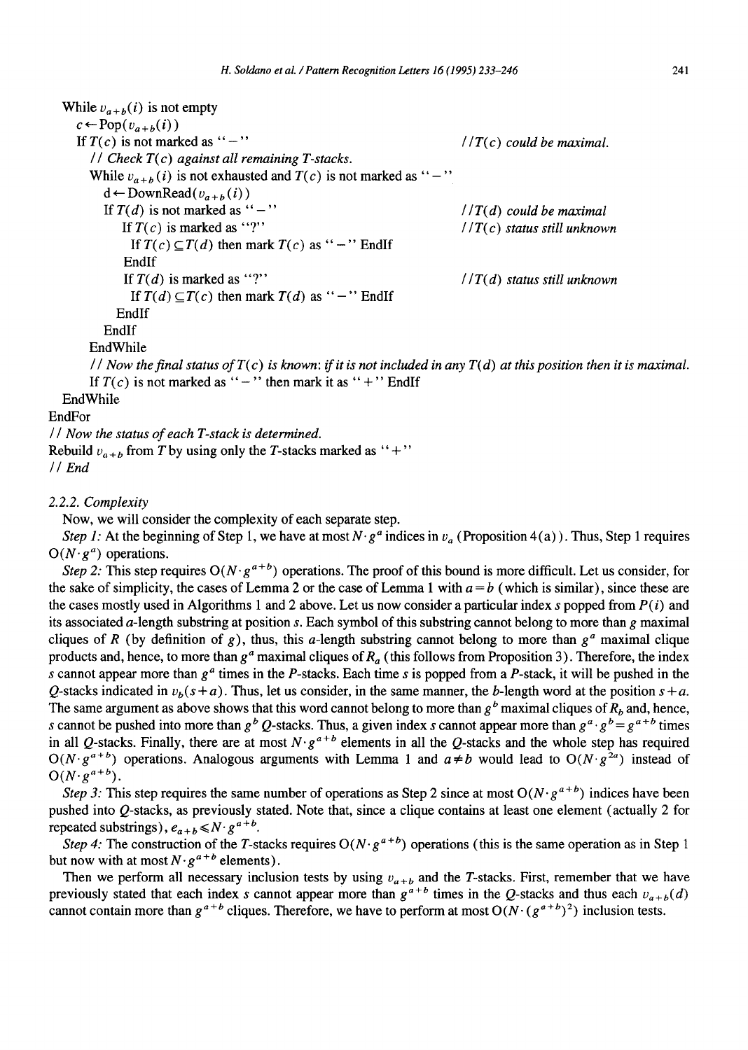```
While v_{a+b}(i) is not empty
  c ← Pop(v_{a+b}(i))
  If T(c) is not marked as "–"                              //T(c) could be maximal.
    // Check T(c) against all remaining T-stacks.
    While v_{a+b}(i) is not exhausted and T(c) is not marked as "–"
      d ← DownRead(v_{a+b}(i))
      If T(d) is not marked as "–"                          //T(d) could be maximal
        If T(c) is marked as "?"                            //T(c) status still unknown
          If T(c) ⊆ T(d) then mark T(c) as "–" EndIf
        EndIf
        If T(d) is marked as "?"                            //T(d) status still unknown
          If T(d) ⊆ T(c) then mark T(d) as "–" EndIf
        EndIf
      EndIf
    EndWhile
    // Now the final status of T(c) is known: if it is not included in any T(d) at this position then it is maximal.
    If T(c) is not marked as "–" then mark it as "+" EndIf
  EndWhile
EndFor
// Now the status of each T-stack is determined.
Rebuild v_{a+b} from T by using only the T-stacks marked as "+"
// End
```

#### 2.2.2. Complexity

Now, we will consider the complexity of each separate step.

*Step 1:* At the beginning of Step 1, we have at most $N \cdot g^a$ indices in $v_a$ (Proposition 4(a)). Thus, Step 1 requires $O(N \cdot g^a)$ operations.

*Step 2:* This step requires $O(N \cdot g^{a+b})$ operations. The proof of this bound is more difficult. Let us consider, for the sake of simplicity, the cases of Lemma 2 or the case of Lemma 1 with $a = b$ (which is similar), since these are the cases mostly used in Algorithms 1 and 2 above. Let us now consider a particular index $s$ popped from $P(i)$ and its associated $a$-length substring at position $s$. Each symbol of this substring cannot belong to more than $g$ maximal cliques of $R$ (by definition of $g$), thus, this $a$-length substring cannot belong to more than $g^a$ maximal clique products and, hence, to more than $g^a$ maximal cliques of $R_a$ (this follows from Proposition 3). Therefore, the index $s$ cannot appear more than $g^a$ times in the $P$-stacks. Each time $s$ is popped from a $P$-stack, it will be pushed in the $Q$-stacks indicated in $v_b(s+a)$. Thus, let us consider, in the same manner, the $b$-length word at the position $s+a$. The same argument as above shows that this word cannot belong to more than $g^b$ maximal cliques of $R_b$ and, hence, $s$ cannot be pushed into more than $g^b$ $Q$-stacks. Thus, a given index $s$ cannot appear more than $g^a \cdot g^b = g^{a+b}$ times in all $Q$-stacks. Finally, there are at most $N \cdot g^{a+b}$ elements in all the $Q$-stacks and the whole step has required $O(N \cdot g^{a+b})$ operations. Analogous arguments with Lemma 1 and $a \neq b$ would lead to $O(N \cdot g^{2a})$ instead of $O(N \cdot g^{a+b})$.

*Step 3:* This step requires the same number of operations as Step 2 since at most $O(N \cdot g^{a+b})$ indices have been pushed into $Q$-stacks, as previously stated. Note that, since a clique contains at least one element (actually 2 for repeated substrings), $e_{a+b} \leqslant N \cdot g^{a+b}$.

*Step 4:* The construction of the $T$-stacks requires $O(N \cdot g^{a+b})$ operations (this is the same operation as in Step 1 but now with at most $N \cdot g^{a+b}$ elements).

Then we perform all necessary inclusion tests by using $v_{a+b}$ and the $T$-stacks. First, remember that we have previously stated that each index $s$ cannot appear more than $g^{a+b}$ times in the $Q$-stacks and thus each $v_{a+b}(d)$ cannot contain more than $g^{a+b}$ cliques. Therefore, we have to perform at most $O(N \cdot (g^{a+b})^2)$ inclusion tests.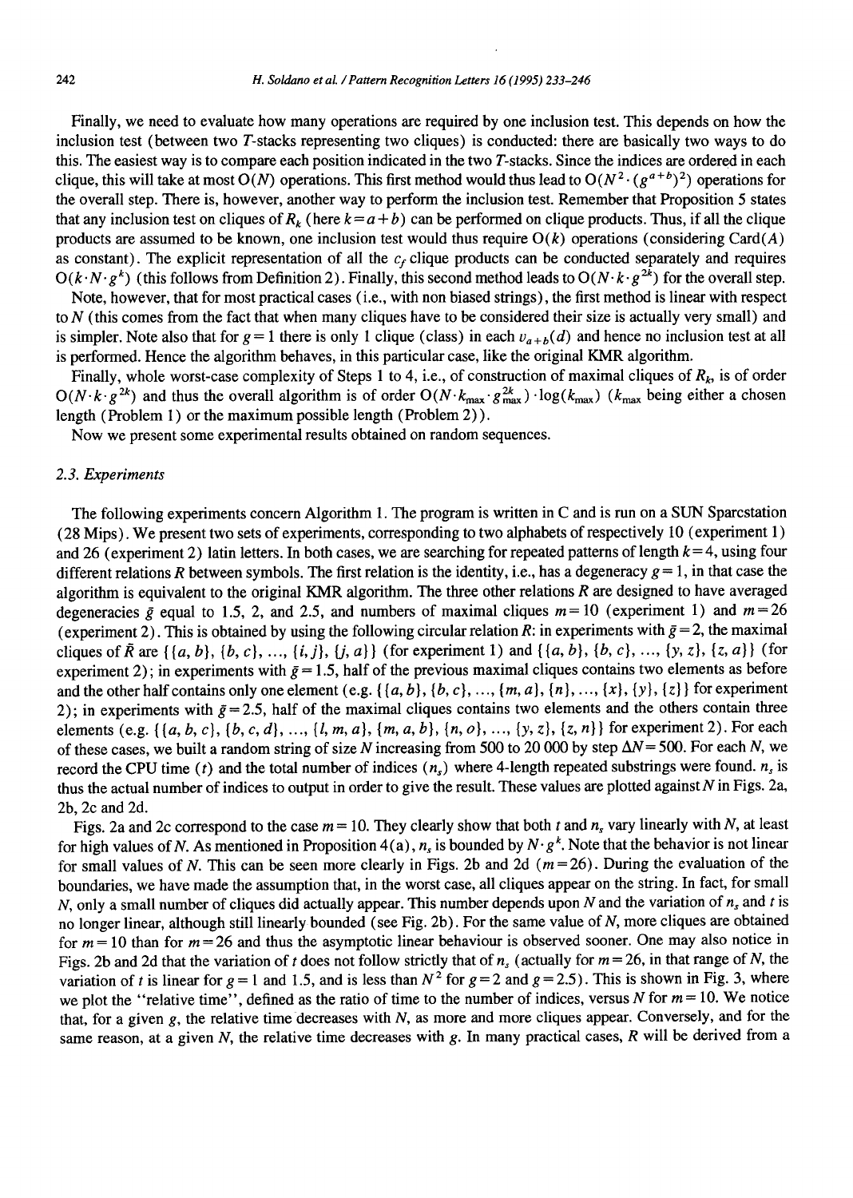Finally, we need to evaluate how many operations are required by one inclusion test. This depends on how the inclusion test (between two $T$-stacks representing two cliques) is conducted: there are basically two ways to do this. The easiest way is to compare each position indicated in the two $T$-stacks. Since the indices are ordered in each clique, this will take at most $O(N)$ operations. This first method would thus lead to $O(N^2 \cdot (g^{a+b})^2)$ operations for the overall step. There is, however, another way to perform the inclusion test. Remember that Proposition 5 states that any inclusion test on cliques of $R_k$ (here $k = a + b$) can be performed on clique products. Thus, if all the clique products are assumed to be known, one inclusion test would thus require $O(k)$ operations (considering Card($A$) as constant). The explicit representation of all the $c_f$ clique products can be conducted separately and requires $O(k \cdot N \cdot g^k)$ (this follows from Definition 2). Finally, this second method leads to $O(N \cdot k \cdot g^{2k})$ for the overall step.

Note, however, that for most practical cases (i.e., with non biased strings), the first method is linear with respect to $N$ (this comes from the fact that when many cliques have to be considered their size is actually very small) and is simpler. Note also that for $g = 1$ there is only 1 clique (class) in each $v_{a+b}(d)$ and hence no inclusion test at all is performed. Hence the algorithm behaves, in this particular case, like the original KMR algorithm.

Finally, whole worst-case complexity of Steps 1 to 4, i.e., of construction of maximal cliques of $R_k$, is of order $O(N \cdot k \cdot g^{2k})$ and thus the overall algorithm is of order $O(N \cdot k_{\max} \cdot g_{\max}^{2k}) \cdot \log(k_{\max})$ ($k_{\max}$ being either a chosen length (Problem 1) or the maximum possible length (Problem 2)).

Now we present some experimental results obtained on random sequences.

### 2.3. Experiments

The following experiments concern Algorithm 1. The program is written in C and is run on a SUN Sparcstation (28 Mips). We present two sets of experiments, corresponding to two alphabets of respectively 10 (experiment 1) and 26 (experiment 2) latin letters. In both cases, we are searching for repeated patterns of length $k = 4$, using four different relations $R$ between symbols. The first relation is the identity, i.e., has a degeneracy $g = 1$, in that case the algorithm is equivalent to the original KMR algorithm. The three other relations $R$ are designed to have averaged degeneracies $\bar{g}$ equal to 1.5, 2, and 2.5, and numbers of maximal cliques $m = 10$ (experiment 1) and $m = 26$ (experiment 2). This is obtained by using the following circular relation $R$: in experiments with $\bar{g} = 2$, the maximal cliques of $\bar{R}$ are $\{\{a, b\}, \{b, c\}, \ldots, \{i, j\}, \{j, a\}\}$ (for experiment 1) and $\{\{a, b\}, \{b, c\}, \ldots, \{y, z\}, \{z, a\}\}$ (for experiment 2); in experiments with $\bar{g} = 1.5$, half of the previous maximal cliques contains two elements as before and the other half contains only one element (e.g. $\{\{a, b\}, \{b, c\}, \ldots, \{m, a\}, \{n\}, \ldots, \{x\}, \{y\}, \{z\}\}$ for experiment 2); in experiments with $\bar{g} = 2.5$, half of the maximal cliques contains two elements and the others contain three elements (e.g. $\{\{a, b, c\}, \{b, c, d\}, \ldots, \{l, m, a\}, \{m, a, b\}, \{n, o\}, \ldots, \{y, z\}, \{z, n\}\}$ for experiment 2). For each of these cases, we built a random string of size $N$ increasing from 500 to 20 000 by step $\Delta N = 500$. For each $N$, we record the CPU time ($t$) and the total number of indices ($n_s$) where 4-length repeated substrings were found. $n_s$ is thus the actual number of indices to output in order to give the result. These values are plotted against $N$ in Figs. 2a, 2b, 2c and 2d.

Figs. 2a and 2c correspond to the case $m = 10$. They clearly show that both $t$ and $n_s$ vary linearly with $N$, at least for high values of $N$. As mentioned in Proposition 4(a), $n_s$ is bounded by $N \cdot g^k$. Note that the behavior is not linear for small values of $N$. This can be seen more clearly in Figs. 2b and 2d ($m = 26$). During the evaluation of the boundaries, we have made the assumption that, in the worst case, all cliques appear on the string. In fact, for small $N$, only a small number of cliques did actually appear. This number depends upon $N$ and the variation of $n_s$ and $t$ is no longer linear, although still linearly bounded (see Fig. 2b). For the same value of $N$, more cliques are obtained for $m = 10$ than for $m = 26$ and thus the asymptotic linear behaviour is observed sooner. One may also notice in Figs. 2b and 2d that the variation of $t$ does not follow strictly that of $n_s$ (actually for $m = 26$, in that range of $N$, the variation of $t$ is linear for $g = 1$ and 1.5, and is less than $N^2$ for $g = 2$ and $g = 2.5$). This is shown in Fig. 3, where we plot the "relative time", defined as the ratio of time to the number of indices, versus $N$ for $m = 10$. We notice that, for a given $g$, the relative time decreases with $N$, as more and more cliques appear. Conversely, and for the same reason, at a given $N$, the relative time decreases with $g$. In many practical cases, $R$ will be derived from a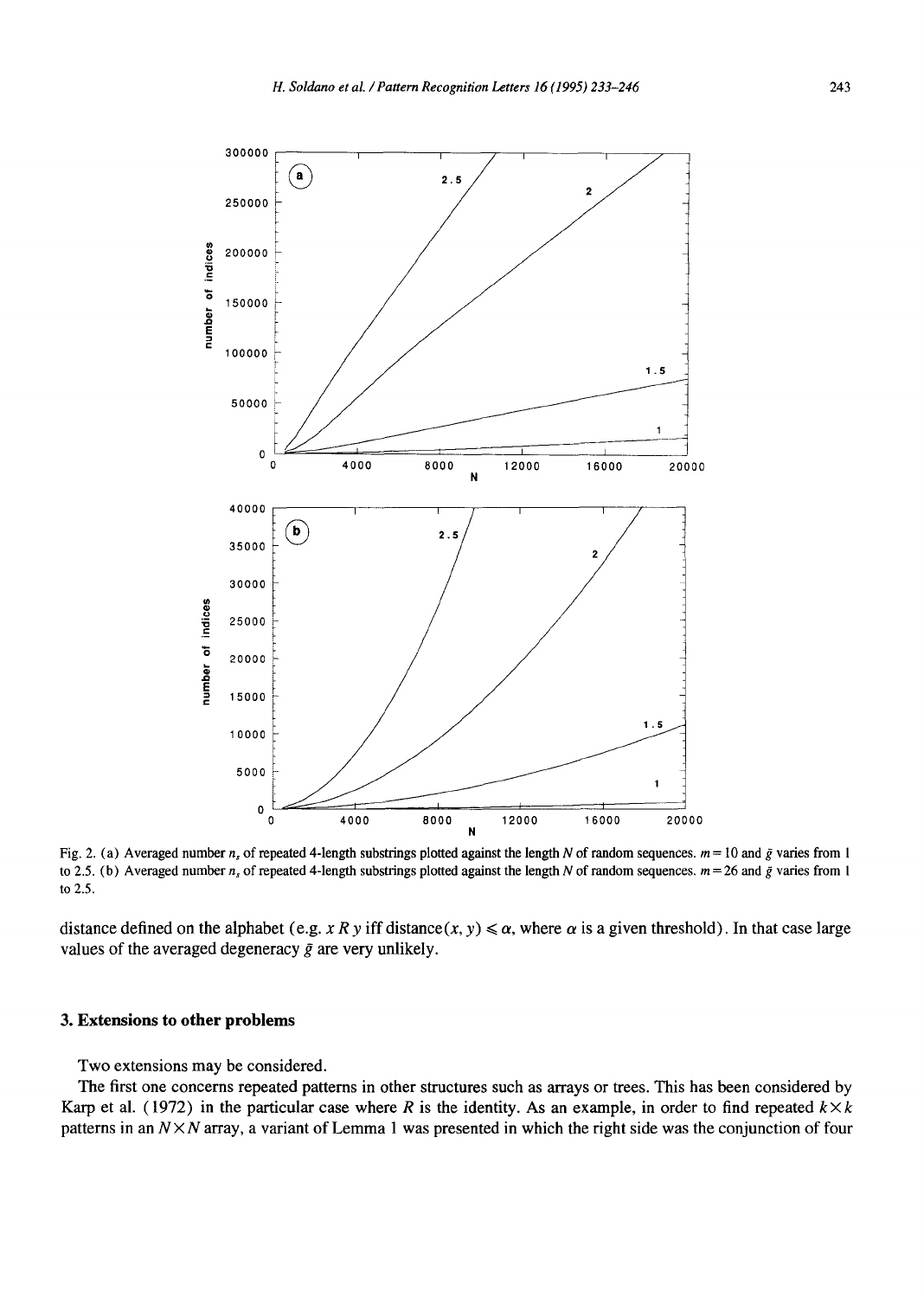Fig. 2. (a) Averaged number $n_s$ of repeated 4-length substrings plotted against the length $N$ of random sequences. $m = 10$ and $\bar{g}$ varies from 1 to 2.5. (b) Averaged number $n_s$ of repeated 4-length substrings plotted against the length $N$ of random sequences. $m = 26$ and $\bar{g}$ varies from 1 to 2.5.

distance defined on the alphabet (e.g. $x\,R\,y$ iff distance$(x, y) \leqslant \alpha$, where $\alpha$ is a given threshold). In that case large values of the averaged degeneracy $\bar{g}$ are very unlikely.

## 3. Extensions to other problems

Two extensions may be considered.

The first one concerns repeated patterns in other structures such as arrays or trees. This has been considered by Karp et al. (1972) in the particular case where $R$ is the identity. As an example, in order to find repeated $k \times k$ patterns in an $N \times N$ array, a variant of Lemma 1 was presented in which the right side was the conjunction of four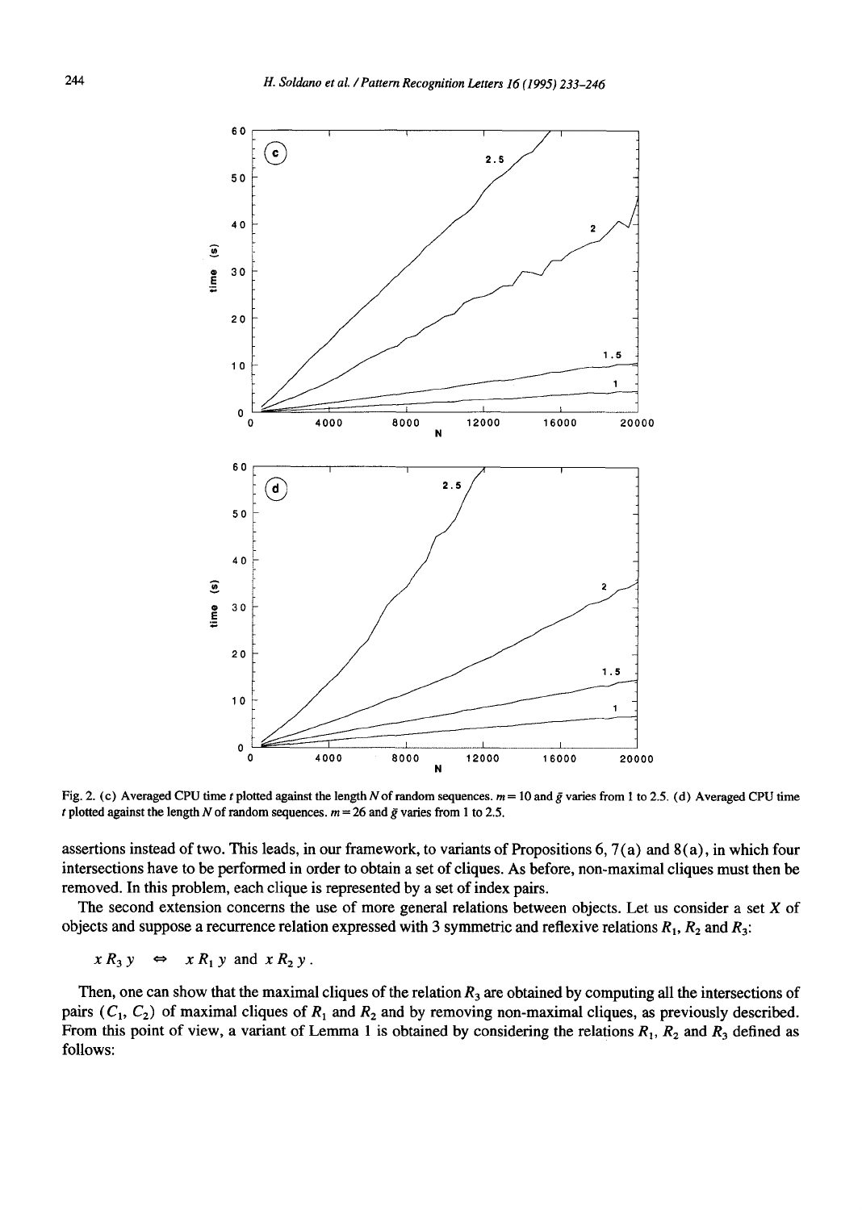Fig. 2. (c) Averaged CPU time $t$ plotted against the length $N$ of random sequences. $m = 10$ and $\bar{g}$ varies from 1 to 2.5. (d) Averaged CPU time $t$ plotted against the length $N$ of random sequences. $m = 26$ and $\bar{g}$ varies from 1 to 2.5.

assertions instead of two. This leads, in our framework, to variants of Propositions 6, 7(a) and 8(a), in which four intersections have to be performed in order to obtain a set of cliques. As before, non-maximal cliques must then be removed. In this problem, each clique is represented by a set of index pairs.

The second extension concerns the use of more general relations between objects. Let us consider a set $X$ of objects and suppose a recurrence relation expressed with 3 symmetric and reflexive relations $R_1$, $R_2$ and $R_3$:

$$x R_3 y \iff x R_1 y \text{ and } x R_2 y .$$

Then, one can show that the maximal cliques of the relation $R_3$ are obtained by computing all the intersections of pairs $(C_1, C_2)$ of maximal cliques of $R_1$ and $R_2$ and by removing non-maximal cliques, as previously described. From this point of view, a variant of Lemma 1 is obtained by considering the relations $R_1$, $R_2$ and $R_3$ defined as follows: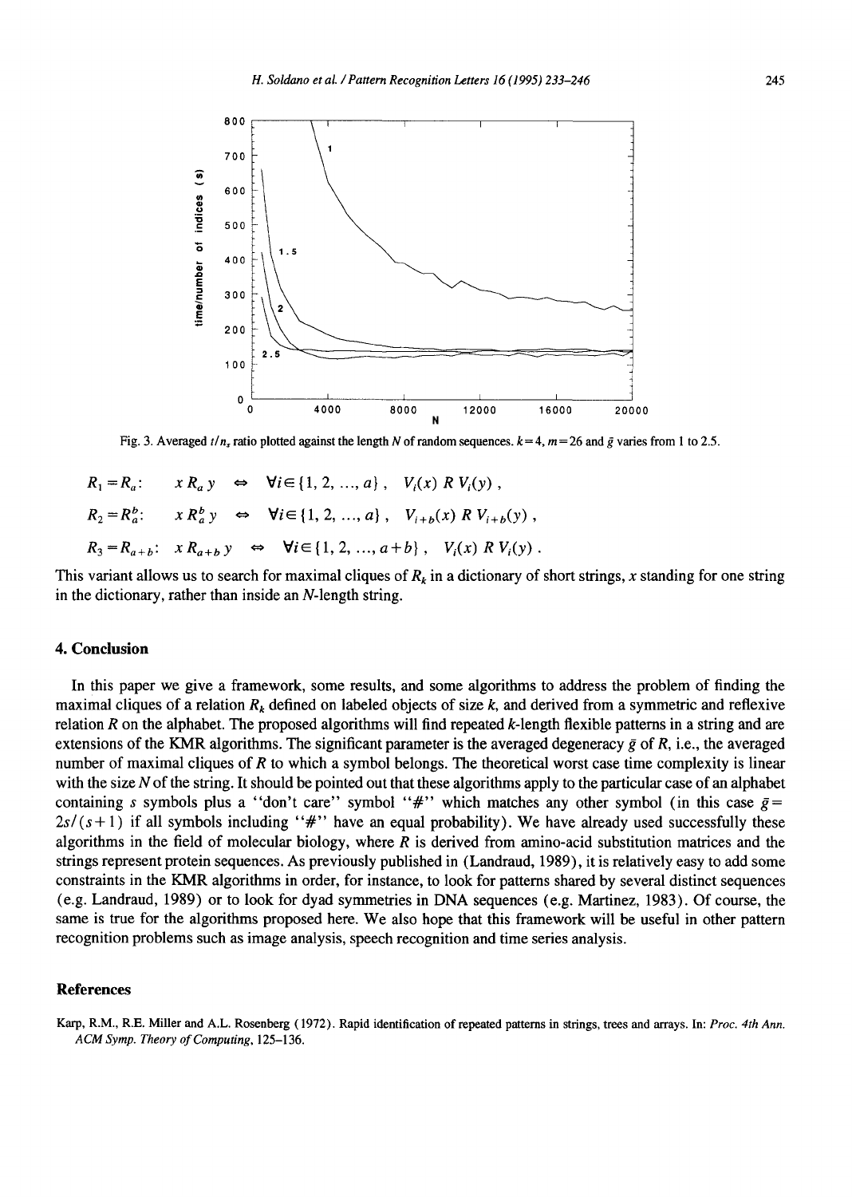Fig. 3. Averaged $t/n_s$ ratio plotted against the length $N$ of random sequences. $k=4$, $m=26$ and $\bar{g}$ varies from 1 to 2.5.

$$R_1 = R_a: \quad x\, R_a\, y \;\Leftrightarrow\; \forall i \in \{1, 2, \ldots, a\},\; V_i(x)\; R\; V_i(y)\,,$$

$$R_2 = R_a^b: \quad x\, R_a^b\, y \;\Leftrightarrow\; \forall i \in \{1, 2, \ldots, a\},\; V_{i+b}(x)\; R\; V_{i+b}(y)\,,$$

$$R_3 = R_{a+b}: \quad x\, R_{a+b}\, y \;\Leftrightarrow\; \forall i \in \{1, 2, \ldots, a+b\},\; V_i(x)\; R\; V_i(y)\,.$$

This variant allows us to search for maximal cliques of $R_k$ in a dictionary of short strings, $x$ standing for one string in the dictionary, rather than inside an $N$-length string.

## 4. Conclusion

In this paper we give a framework, some results, and some algorithms to address the problem of finding the maximal cliques of a relation $R_k$ defined on labeled objects of size $k$, and derived from a symmetric and reflexive relation $R$ on the alphabet. The proposed algorithms will find repeated $k$-length flexible patterns in a string and are extensions of the KMR algorithms. The significant parameter is the averaged degeneracy $\bar{g}$ of $R$, i.e., the averaged number of maximal cliques of $R$ to which a symbol belongs. The theoretical worst case time complexity is linear with the size $N$ of the string. It should be pointed out that these algorithms apply to the particular case of an alphabet containing $s$ symbols plus a "don't care" symbol "#" which matches any other symbol (in this case $\bar{g} = 2s/(s+1)$ if all symbols including "#" have an equal probability). We have already used successfully these algorithms in the field of molecular biology, where $R$ is derived from amino-acid substitution matrices and the strings represent protein sequences. As previously published in (Landraud, 1989), it is relatively easy to add some constraints in the KMR algorithms in order, for instance, to look for patterns shared by several distinct sequences (e.g. Landraud, 1989) or to look for dyad symmetries in DNA sequences (e.g. Martinez, 1983). Of course, the same is true for the algorithms proposed here. We also hope that this framework will be useful in other pattern recognition problems such as image analysis, speech recognition and time series analysis.

## References

Karp, R.M., R.E. Miller and A.L. Rosenberg (1972). Rapid identification of repeated patterns in strings, trees and arrays. In: *Proc. 4th Ann. ACM Symp. Theory of Computing*, 125–136.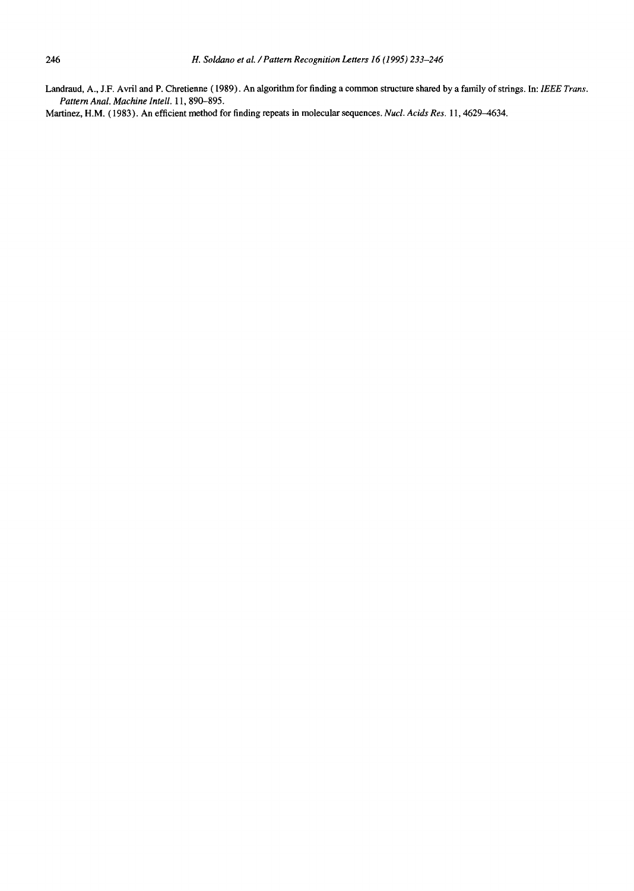Landraud, A., J.F. Avril and P. Chretienne (1989). An algorithm for finding a common structure shared by a family of strings. In: *IEEE Trans. Pattern Anal. Machine Intell.* 11, 890–895.

Martinez, H.M. (1983). An efficient method for finding repeats in molecular sequences. *Nucl. Acids Res.* 11, 4629–4634.